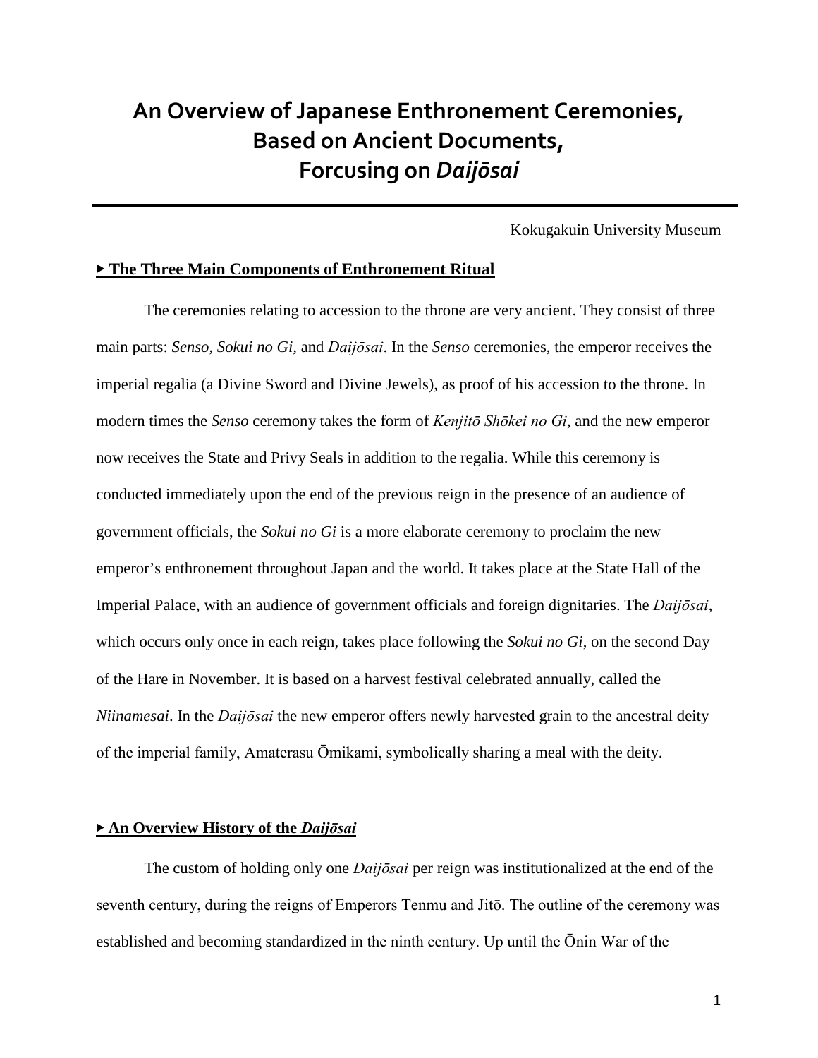# An Overview of Japanese Enthronement Ceremonies, Based on Ancient Documents, Forcusing on *Daijōsai*

Kokugakuin University Museum

## ▸ The Three Main Components of Enthronement Ritual

The ceremonies relating to accession to the throne are very ancient. They consist of three main parts: *Senso*, *Sokui no Gi,* and *Daijōsai*. In the *Senso* ceremonies, the emperor receives the imperial regalia (a Divine Sword and Divine Jewels), as proof of his accession to the throne. In modern times the *Senso* ceremony takes the form of *Kenjitō Shōkei no Gi*, and the new emperor now receives the State and Privy Seals in addition to the regalia. While this ceremony is conducted immediately upon the end of the previous reign in the presence of an audience of government officials, the *Sokui no Gi* is a more elaborate ceremony to proclaim the new emperor's enthronement throughout Japan and the world. It takes place at the State Hall of the Imperial Palace, with an audience of government officials and foreign dignitaries. The *Daijōsai*, which occurs only once in each reign, takes place following the *Sokui no Gi*, on the second Day of the Hare in November. It is based on a harvest festival celebrated annually, called the *Niinamesai*. In the *Daijōsai* the new emperor offers newly harvested grain to the ancestral deity of the imperial family, Amaterasu Ōmikami, symbolically sharing a meal with the deity.

## ▸ An Overview History of the *Daijōsai*

The custom of holding only one *Daijōsai* per reign was institutionalized at the end of the seventh century, during the reigns of Emperors Tenmu and Jitō. The outline of the ceremony was established and becoming standardized in the ninth century. Up until the Ōnin War of the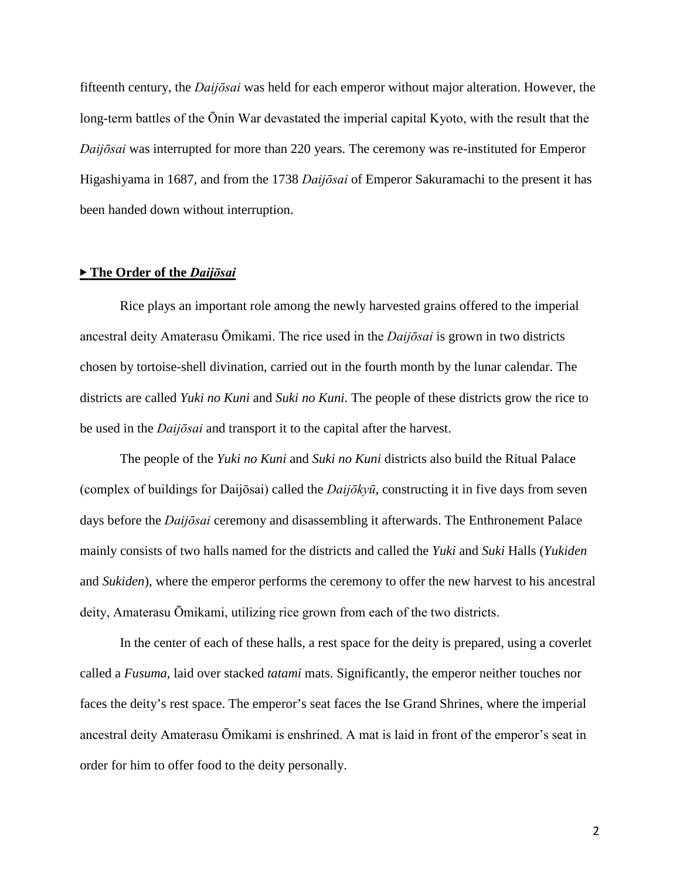fifteenth century, the *Daijōsai* was held for each emperor without major alteration. However, the long-term battles of the Ōnin War devastated the imperial capital Kyoto, with the result that the *Daijōsai* was interrupted for more than 220 years. The ceremony was re-instituted for Emperor Higashiyama in 1687, and from the 1738 *Daijōsai* of Emperor Sakuramachi to the present it has been handed down without interruption.

### ▶ <u>**The Order of the *Daijōsai***</u>

Rice plays an important role among the newly harvested grains offered to the imperial ancestral deity Amaterasu Ōmikami. The rice used in the *Daijōsai* is grown in two districts chosen by tortoise-shell divination, carried out in the fourth month by the lunar calendar. The districts are called *Yuki no Kuni* and *Suki no Kuni*. The people of these districts grow the rice to be used in the *Daijōsai* and transport it to the capital after the harvest.

The people of the *Yuki no Kuni* and *Suki no Kuni* districts also build the Ritual Palace (complex of buildings for Daijōsai) called the *Daijōkyū*, constructing it in five days from seven days before the *Daijōsai* ceremony and disassembling it afterwards. The Enthronement Palace mainly consists of two halls named for the districts and called the *Yuki* and *Suki* Halls (*Yukiden* and *Sukiden*), where the emperor performs the ceremony to offer the new harvest to his ancestral deity, Amaterasu Ōmikami, utilizing rice grown from each of the two districts.

In the center of each of these halls, a rest space for the deity is prepared, using a coverlet called a *Fusuma*, laid over stacked *tatami* mats. Significantly, the emperor neither touches nor faces the deity's rest space. The emperor's seat faces the Ise Grand Shrines, where the imperial ancestral deity Amaterasu Ōmikami is enshrined. A mat is laid in front of the emperor's seat in order for him to offer food to the deity personally.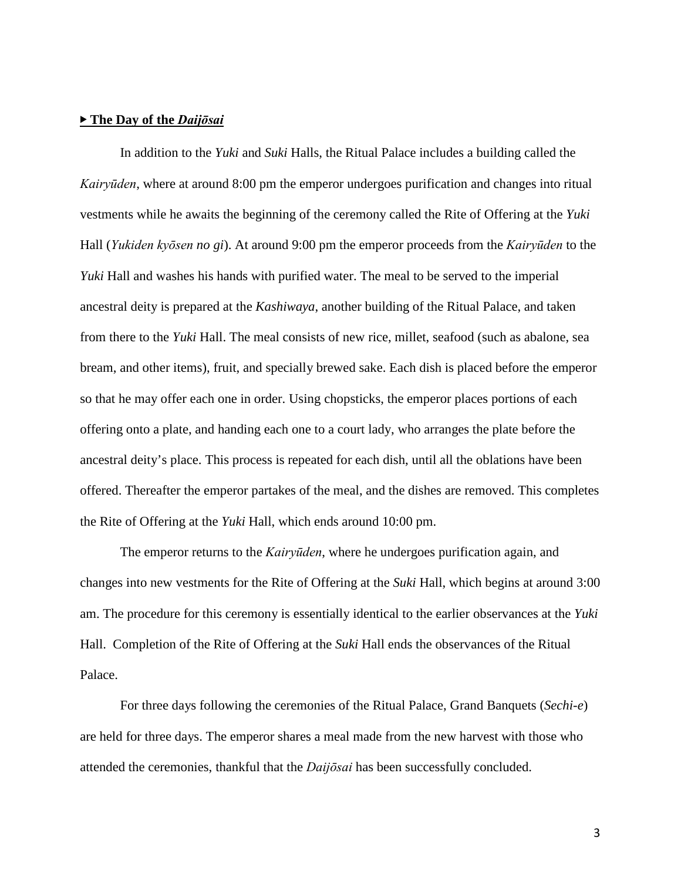### ▶ **The Day of the *Daijōsai***

In addition to the *Yuki* and *Suki* Halls, the Ritual Palace includes a building called the *Kairyūden*, where at around 8:00 pm the emperor undergoes purification and changes into ritual vestments while he awaits the beginning of the ceremony called the Rite of Offering at the *Yuki* Hall (*Yukiden kyōsen no gi*). At around 9:00 pm the emperor proceeds from the *Kairyūden* to the *Yuki* Hall and washes his hands with purified water. The meal to be served to the imperial ancestral deity is prepared at the *Kashiwaya*, another building of the Ritual Palace, and taken from there to the *Yuki* Hall. The meal consists of new rice, millet, seafood (such as abalone, sea bream, and other items), fruit, and specially brewed sake. Each dish is placed before the emperor so that he may offer each one in order. Using chopsticks, the emperor places portions of each offering onto a plate, and handing each one to a court lady, who arranges the plate before the ancestral deity's place. This process is repeated for each dish, until all the oblations have been offered. Thereafter the emperor partakes of the meal, and the dishes are removed. This completes the Rite of Offering at the *Yuki* Hall, which ends around 10:00 pm.

The emperor returns to the *Kairyūden*, where he undergoes purification again, and changes into new vestments for the Rite of Offering at the *Suki* Hall, which begins at around 3:00 am. The procedure for this ceremony is essentially identical to the earlier observances at the *Yuki* Hall. Completion of the Rite of Offering at the *Suki* Hall ends the observances of the Ritual Palace.

For three days following the ceremonies of the Ritual Palace, Grand Banquets (*Sechi-e*) are held for three days. The emperor shares a meal made from the new harvest with those who attended the ceremonies, thankful that the *Daijōsai* has been successfully concluded.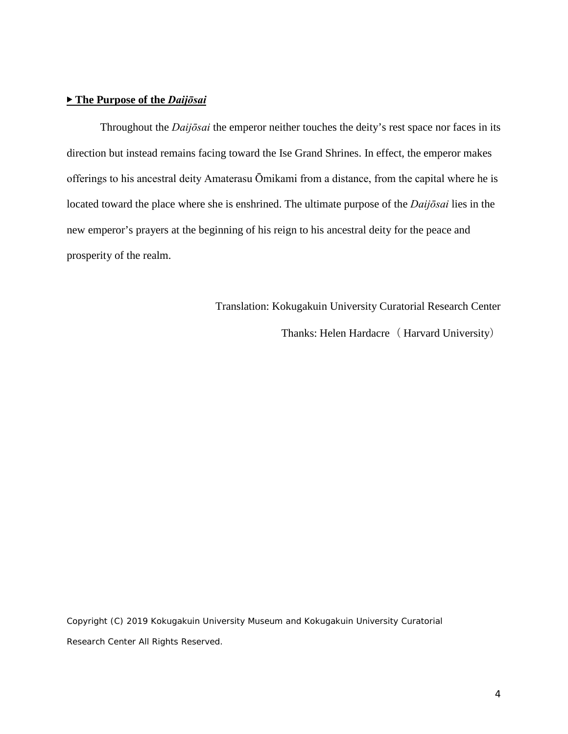**▶ The Purpose of the *Daijōsai***

Throughout the *Daijōsai* the emperor neither touches the deity's rest space nor faces in its direction but instead remains facing toward the Ise Grand Shrines. In effect, the emperor makes offerings to his ancestral deity Amaterasu Ōmikami from a distance, from the capital where he is located toward the place where she is enshrined. The ultimate purpose of the *Daijōsai* lies in the new emperor's prayers at the beginning of his reign to his ancestral deity for the peace and prosperity of the realm.

Translation: Kokugakuin University Curatorial Research Center

Thanks: Helen Hardacre（Harvard University）

Copyright (C) 2019 Kokugakuin University Museum and Kokugakuin University Curatorial Research Center All Rights Reserved.